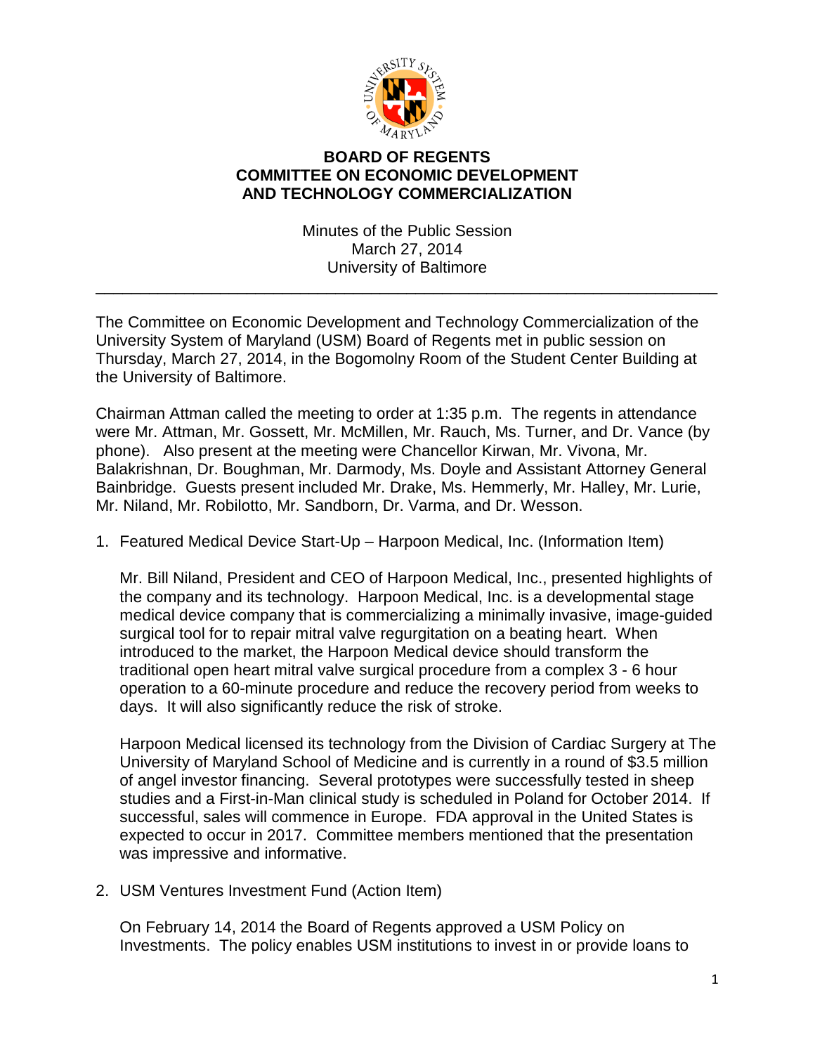# BOARD OF REGENTS
## COMMITTEE ON ECONOMIC DEVELOPMENT AND TECHNOLOGY COMMERCIALIZATION

Minutes of the Public Session
March 27, 2014
University of Baltimore

---

The Committee on Economic Development and Technology Commercialization of the University System of Maryland (USM) Board of Regents met in public session on Thursday, March 27, 2014, in the Bogomolny Room of the Student Center Building at the University of Baltimore.

Chairman Attman called the meeting to order at 1:35 p.m. The regents in attendance were Mr. Attman, Mr. Gossett, Mr. McMillen, Mr. Rauch, Ms. Turner, and Dr. Vance (by phone). Also present at the meeting were Chancellor Kirwan, Mr. Vivona, Mr. Balakrishnan, Dr. Boughman, Mr. Darmody, Ms. Doyle and Assistant Attorney General Bainbridge. Guests present included Mr. Drake, Ms. Hemmerly, Mr. Halley, Mr. Lurie, Mr. Niland, Mr. Robilotto, Mr. Sandborn, Dr. Varma, and Dr. Wesson.

1. Featured Medical Device Start-Up – Harpoon Medical, Inc. (Information Item)

   Mr. Bill Niland, President and CEO of Harpoon Medical, Inc., presented highlights of the company and its technology. Harpoon Medical, Inc. is a developmental stage medical device company that is commercializing a minimally invasive, image-guided surgical tool for to repair mitral valve regurgitation on a beating heart. When introduced to the market, the Harpoon Medical device should transform the traditional open heart mitral valve surgical procedure from a complex 3 - 6 hour operation to a 60-minute procedure and reduce the recovery period from weeks to days. It will also significantly reduce the risk of stroke.

   Harpoon Medical licensed its technology from the Division of Cardiac Surgery at The University of Maryland School of Medicine and is currently in a round of $3.5 million of angel investor financing. Several prototypes were successfully tested in sheep studies and a First-in-Man clinical study is scheduled in Poland for October 2014. If successful, sales will commence in Europe. FDA approval in the United States is expected to occur in 2017. Committee members mentioned that the presentation was impressive and informative.

2. USM Ventures Investment Fund (Action Item)

   On February 14, 2014 the Board of Regents approved a USM Policy on Investments. The policy enables USM institutions to invest in or provide loans to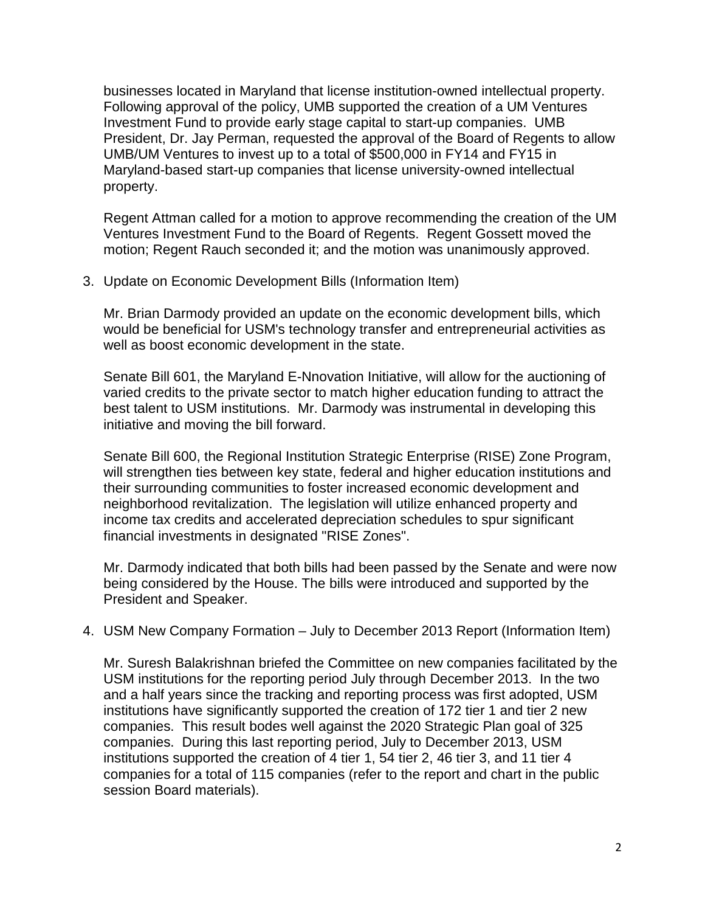businesses located in Maryland that license institution-owned intellectual property. Following approval of the policy, UMB supported the creation of a UM Ventures Investment Fund to provide early stage capital to start-up companies. UMB President, Dr. Jay Perman, requested the approval of the Board of Regents to allow UMB/UM Ventures to invest up to a total of $500,000 in FY14 and FY15 in Maryland-based start-up companies that license university-owned intellectual property.

Regent Attman called for a motion to approve recommending the creation of the UM Ventures Investment Fund to the Board of Regents. Regent Gossett moved the motion; Regent Rauch seconded it; and the motion was unanimously approved.

3. Update on Economic Development Bills (Information Item)

   Mr. Brian Darmody provided an update on the economic development bills, which would be beneficial for USM's technology transfer and entrepreneurial activities as well as boost economic development in the state.

   Senate Bill 601, the Maryland E-Nnovation Initiative, will allow for the auctioning of varied credits to the private sector to match higher education funding to attract the best talent to USM institutions. Mr. Darmody was instrumental in developing this initiative and moving the bill forward.

   Senate Bill 600, the Regional Institution Strategic Enterprise (RISE) Zone Program, will strengthen ties between key state, federal and higher education institutions and their surrounding communities to foster increased economic development and neighborhood revitalization. The legislation will utilize enhanced property and income tax credits and accelerated depreciation schedules to spur significant financial investments in designated "RISE Zones".

   Mr. Darmody indicated that both bills had been passed by the Senate and were now being considered by the House. The bills were introduced and supported by the President and Speaker.

4. USM New Company Formation – July to December 2013 Report (Information Item)

   Mr. Suresh Balakrishnan briefed the Committee on new companies facilitated by the USM institutions for the reporting period July through December 2013. In the two and a half years since the tracking and reporting process was first adopted, USM institutions have significantly supported the creation of 172 tier 1 and tier 2 new companies. This result bodes well against the 2020 Strategic Plan goal of 325 companies. During this last reporting period, July to December 2013, USM institutions supported the creation of 4 tier 1, 54 tier 2, 46 tier 3, and 11 tier 4 companies for a total of 115 companies (refer to the report and chart in the public session Board materials).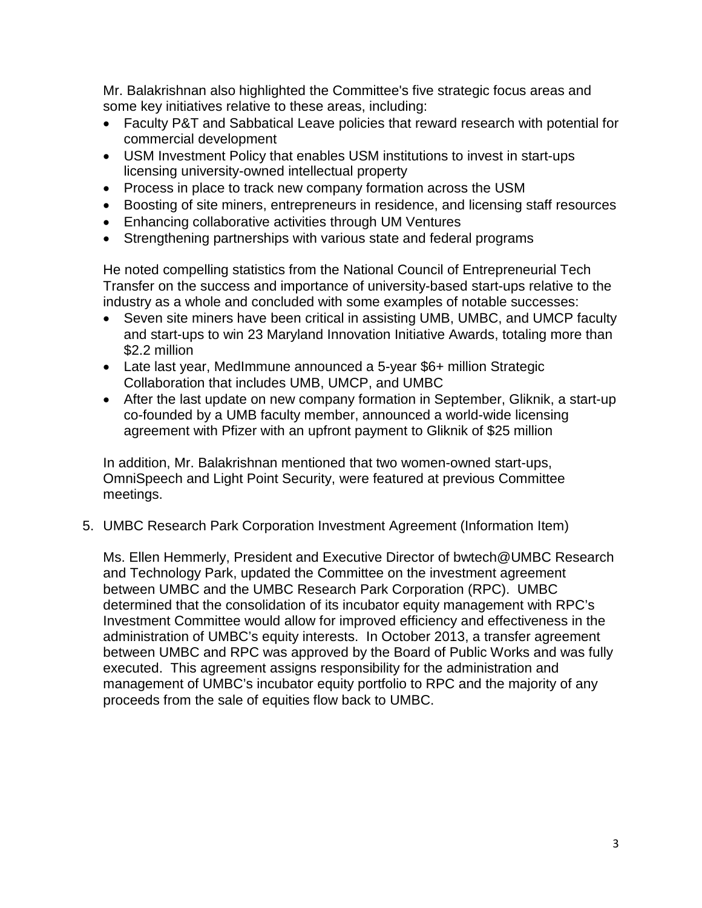Mr. Balakrishnan also highlighted the Committee's five strategic focus areas and some key initiatives relative to these areas, including:

- Faculty P&T and Sabbatical Leave policies that reward research with potential for commercial development
- USM Investment Policy that enables USM institutions to invest in start-ups licensing university-owned intellectual property
- Process in place to track new company formation across the USM
- Boosting of site miners, entrepreneurs in residence, and licensing staff resources
- Enhancing collaborative activities through UM Ventures
- Strengthening partnerships with various state and federal programs

He noted compelling statistics from the National Council of Entrepreneurial Tech Transfer on the success and importance of university-based start-ups relative to the industry as a whole and concluded with some examples of notable successes:

- Seven site miners have been critical in assisting UMB, UMBC, and UMCP faculty and start-ups to win 23 Maryland Innovation Initiative Awards, totaling more than \$2.2 million
- Late last year, MedImmune announced a 5-year \$6+ million Strategic Collaboration that includes UMB, UMCP, and UMBC
- After the last update on new company formation in September, Gliknik, a start-up co-founded by a UMB faculty member, announced a world-wide licensing agreement with Pfizer with an upfront payment to Gliknik of \$25 million

In addition, Mr. Balakrishnan mentioned that two women-owned start-ups, OmniSpeech and Light Point Security, were featured at previous Committee meetings.

5. UMBC Research Park Corporation Investment Agreement (Information Item)

Ms. Ellen Hemmerly, President and Executive Director of bwtech@UMBC Research and Technology Park, updated the Committee on the investment agreement between UMBC and the UMBC Research Park Corporation (RPC). UMBC determined that the consolidation of its incubator equity management with RPC's Investment Committee would allow for improved efficiency and effectiveness in the administration of UMBC's equity interests. In October 2013, a transfer agreement between UMBC and RPC was approved by the Board of Public Works and was fully executed. This agreement assigns responsibility for the administration and management of UMBC's incubator equity portfolio to RPC and the majority of any proceeds from the sale of equities flow back to UMBC.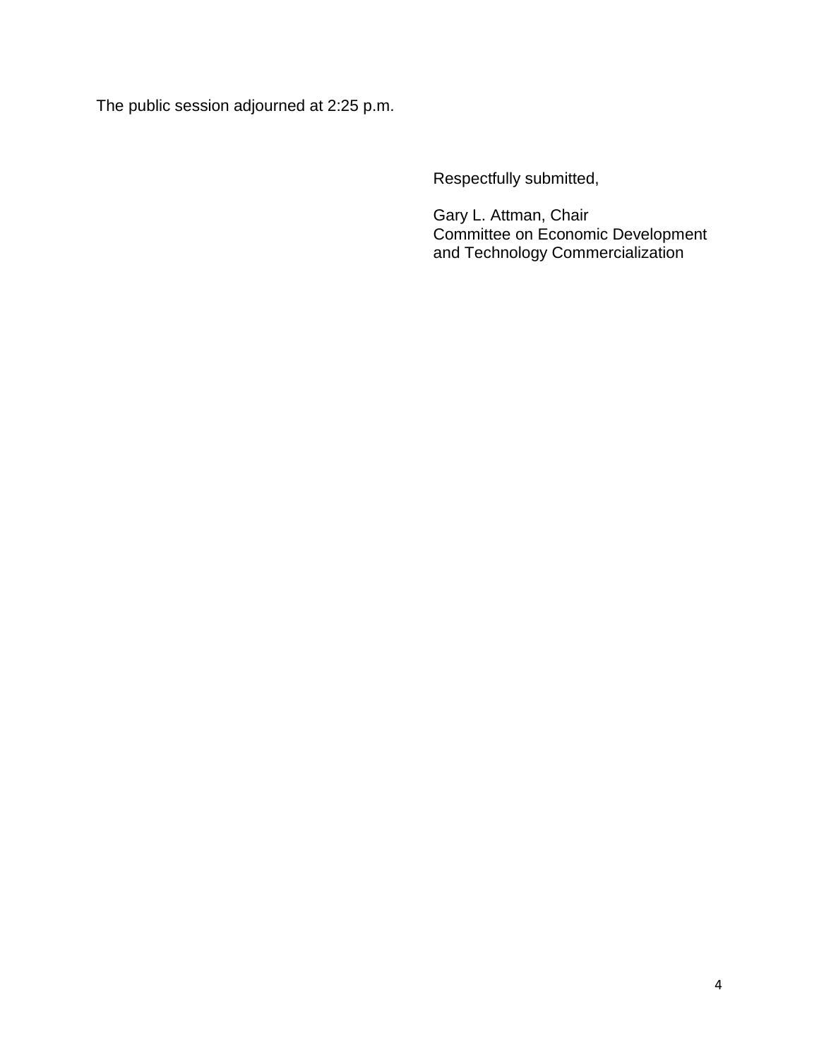The public session adjourned at 2:25 p.m.

Respectfully submitted,

Gary L. Attman, Chair
Committee on Economic Development
and Technology Commercialization